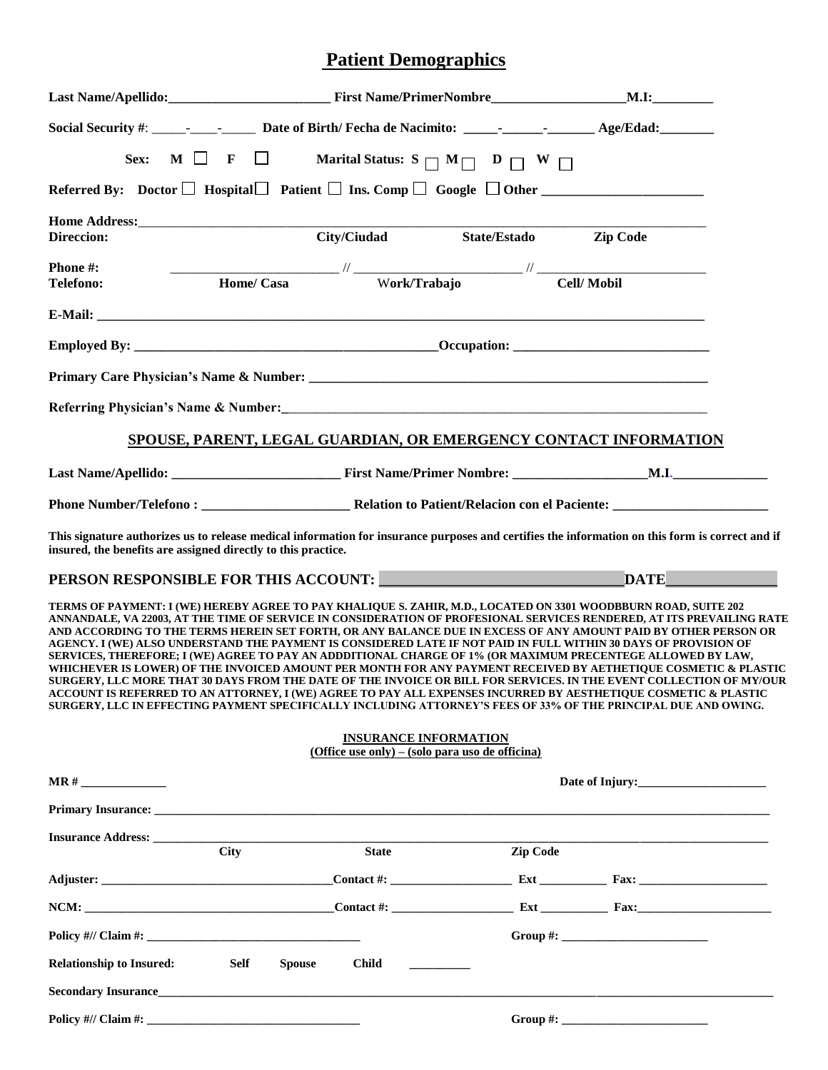# Patient Demographics

**Last Name/Apellido:________________________ First Name/PrimerNombre___________________M.I:_________**

**Social Security #**: _____-____-_____ **Date of Birth/ Fecha de Nacimito:** _____-______-_______ **Age/Edad:________**

**Sex: M ☐ F ☐ Marital Status: S ☐ M ☐ D ☐ W ☐**

**Referred By: Doctor ☐ Hospital ☐ Patient ☐ Ins. Comp ☐ Google ☐ Other _______________________**

**Home Address:**_______________________________________________________________________________
**Direccion: City/Ciudad State/Estado Zip Code**

**Phone #:** ________________________ // ________________________ // ________________________
**Telefono: Home/ Casa** **Work/Trabajo** **Cell/ Mobil**

**E-Mail: _______________________________________________________________________________**

**Employed By: ____________________________________________Occupation: ____________________________**

**Primary Care Physician's Name & Number: _________________________________________________________**

**Referring Physician's Name & Number:**_________________________________________________________

## SPOUSE, PARENT, LEGAL GUARDIAN, OR EMERGENCY CONTACT INFORMATION

**Last Name/Apellido: ________________________ First Name/Primer Nombre: ___________________M.I.______________**

**Phone Number/Telefono : _____________________ Relation to Patient/Relacion con el Paciente: ______________________**

**This signature authorizes us to release medical information for insurance purposes and certifies the information on this form is correct and if insured, the benefits are assigned directly to this practice.**

**PERSON RESPONSIBLE FOR THIS ACCOUNT: ________________________________DATE______________**

**TERMS OF PAYMENT: I (WE) HEREBY AGREE TO PAY KHALIQUE S. ZAHIR, M.D., LOCATED ON 3301 WOODBBURN ROAD, SUITE 202 ANNANDALE, VA 22003, AT THE TIME OF SERVICE IN CONSIDERATION OF PROFESIONAL SERVICES RENDERED, AT ITS PREVAILING RATE AND ACCORDING TO THE TERMS HEREIN SET FORTH, OR ANY BALANCE DUE IN EXCESS OF ANY AMOUNT PAID BY OTHER PERSON OR AGENCY. I (WE) ALSO UNDERSTAND THE PAYMENT IS CONSIDERED LATE IF NOT PAID IN FULL WITHIN 30 DAYS OF PROVISION OF SERVICES, THEREFORE; I (WE) AGREE TO PAY AN ADDDITIONAL CHARGE OF 1% (OR MAXIMUM PRECENTEGE ALLOWED BY LAW, WHICHEVER IS LOWER) OF THE INVOICED AMOUNT PER MONTH FOR ANY PAYMENT RECEIVED BY AETHETIQUE COSMETIC & PLASTIC SURGERY, LLC MORE THAT 30 DAYS FROM THE DATE OF THE INVOICE OR BILL FOR SERVICES. IN THE EVENT COLLECTION OF MY/OUR ACCOUNT IS REFERRED TO AN ATTORNEY, I (WE) AGREE TO PAY ALL EXPENSES INCURRED BY AESTHETIQUE COSMETIC & PLASTIC SURGERY, LLC IN EFFECTING PAYMENT SPECIFICALLY INCLUDING ATTORNEY'S FEES OF 33% OF THE PRINCIPAL DUE AND OWING.**

### INSURANCE INFORMATION
**(Office use only) – (solo para uso de officina)**

**MR # _____________** **Date of Injury:_____________________**

**Primary Insurance: _______________________________________________________________________________**

**Insurance Address: _______________________________________________________________________________**
**City State Zip Code**

**Adjuster: ____________________________________Contact #: ___________________ Ext __________ Fax: ____________________**

**NCM: ________________________________________Contact #: ___________________ Ext __________ Fax:_____________________**

**Policy #// Claim #: __________________________________** **Group #: _______________________**

**Relationship to Insured: Self Spouse Child _________**

**Secondary Insurance**_______________________________________________________________________________

**Policy #// Claim #: __________________________________** **Group #: _______________________**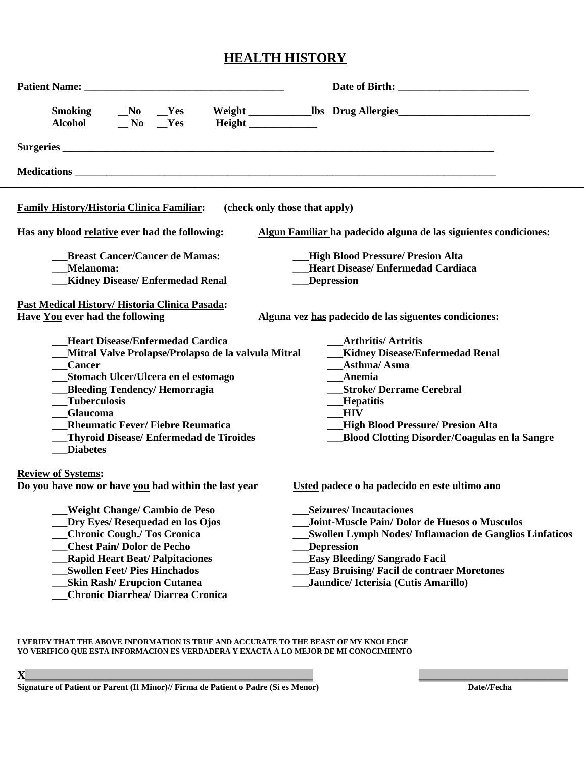# HEALTH HISTORY

**Patient Name:** ______________________________________ **Date of Birth:** _________________________

**Smoking** __No __Yes **Weight** ____________**lbs** **Drug Allergies**_________________________
**Alcohol** __ No __Yes **Height** _____________

**Surgeries** ________________________________________________________________________________________

**Medications** ______________________________________________________________________________________

---

**Family History/Historia Clinica Familiar:** **(check only those that apply)**

**Has any blood relative ever had the following:** **Algun Familiar ha padecido alguna de las siguientes condiciones:**

- ___**Breast Cancer/Cancer de Mamas:**
- ___**Melanoma:**
- ___**Kidney Disease/ Enfermedad Renal**
- ___**High Blood Pressure/ Presion Alta**
- ___**Heart Disease/ Enfermedad Cardiaca**
- ___**Depression**

**Past Medical History/ Historia Clinica Pasada:**
**Have You ever had the following** **Alguna vez has padecido de las siguentes condiciones:**

- ___**Heart Disease/Enfermedad Cardica**
- ___**Mitral Valve Prolapse/Prolapso de la valvula Mitral**
- ___**Cancer**
- ___**Stomach Ulcer/Ulcera en el estomago**
- ___**Bleeding Tendency/ Hemorragia**
- ___**Tuberculosis**
- ___**Glaucoma**
- ___**Rheumatic Fever/ Fiebre Reumatica**
- ___**Thyroid Disease/ Enfermedad de Tiroides**
- ___**Diabetes**
- ___**Arthritis/ Artritis**
- ___**Kidney Disease/Enfermedad Renal**
- ___**Asthma/ Asma**
- ___**Anemia**
- ___**Stroke/ Derrame Cerebral**
- ___**Hepatitis**
- ___**HIV**
- ___**High Blood Pressure/ Presion Alta**
- ___**Blood Clotting Disorder/Coagulas en la Sangre**

**Review of Systems:**
**Do you have now or have you had within the last year** **Usted padece o ha padecido en este ultimo ano**

- ___**Weight Change/ Cambio de Peso**
- ___**Dry Eyes/ Resequedad en los Ojos**
- ___**Chronic Cough./ Tos Cronica**
- ___**Chest Pain/ Dolor de Pecho**
- ___**Rapid Heart Beat/ Palpitaciones**
- ___**Swollen Feet/ Pies Hinchados**
- ___**Skin Rash/ Erupcion Cutanea**
- ___**Chronic Diarrhea/ Diarrea Cronica**
- ___**Seizures/ Incautaciones**
- ___**Joint-Muscle Pain/ Dolor de Huesos o Musculos**
- ___**Swollen Lymph Nodes/ Inflamacion de Ganglios Linfaticos**
- ___**Depression**
- ___**Easy Bleeding/ Sangrado Facil**
- ___**Easy Bruising/ Facil de contraer Moretones**
- ___**Jaundice/ Icterisia (Cutis Amarillo)**

**I VERIFY THAT THE ABOVE INFORMATION IS TRUE AND ACCURATE TO THE BEAST OF MY KNOLEDGE**
**YO VERIFICO QUE ESTA INFORMACION ES VERDADERA Y EXACTA A LO MEJOR DE MI CONOCIMIENTO**

**X**_______________________________________________ ___________________________

**Signature of Patient or Parent (If Minor)// Firma de Patient o Padre (Si es Menor)** **Date//Fecha**